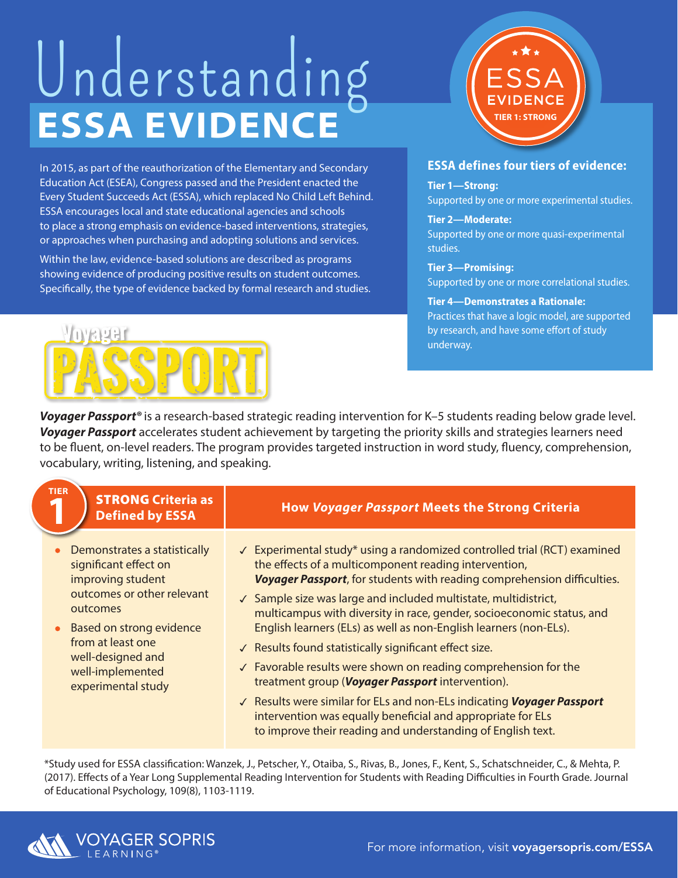# Understanding ESSA EVIDENCE

ESSA EVIDENCE
TIER 1: STRONG

In 2015, as part of the reauthorization of the Elementary and Secondary Education Act (ESEA), Congress passed and the President enacted the Every Student Succeeds Act (ESSA), which replaced No Child Left Behind. ESSA encourages local and state educational agencies and schools to place a strong emphasis on evidence-based interventions, strategies, or approaches when purchasing and adopting solutions and services.

Within the law, evidence-based solutions are described as programs showing evidence of producing positive results on student outcomes. Specifically, the type of evidence backed by formal research and studies.

## ESSA defines four tiers of evidence:

**Tier 1—Strong:**
Supported by one or more experimental studies.

**Tier 2—Moderate:**
Supported by one or more quasi-experimental studies.

**Tier 3—Promising:**
Supported by one or more correlational studies.

**Tier 4—Demonstrates a Rationale:**
Practices that have a logic model, are supported by research, and have some effort of study underway.

Voyager PASSPORT

***Voyager Passport***® is a research-based strategic reading intervention for K–5 students reading below grade level. ***Voyager Passport*** accelerates student achievement by targeting the priority skills and strategies learners need to be fluent, on-level readers. The program provides targeted instruction in word study, fluency, comprehension, vocabulary, writing, listening, and speaking.

| TIER 1 — STRONG Criteria as Defined by ESSA | How *Voyager Passport* Meets the Strong Criteria |
|---|---|
| • Demonstrates a statistically significant effect on improving student outcomes or other relevant outcomes<br>• Based on strong evidence from at least one well-designed and well-implemented experimental study | ✓ Experimental study* using a randomized controlled trial (RCT) examined the effects of a multicomponent reading intervention, ***Voyager Passport***, for students with reading comprehension difficulties.<br>✓ Sample size was large and included multistate, multidistrict, multicampus with diversity in race, gender, socioeconomic status, and English learners (ELs) as well as non-English learners (non-ELs).<br>✓ Results found statistically significant effect size.<br>✓ Favorable results were shown on reading comprehension for the treatment group (***Voyager Passport*** intervention).<br>✓ Results were similar for ELs and non-ELs indicating ***Voyager Passport*** intervention was equally beneficial and appropriate for ELs to improve their reading and understanding of English text. |

*Study used for ESSA classification: Wanzek, J., Petscher, Y., Otaiba, S., Rivas, B., Jones, F., Kent, S., Schatschneider, C., & Mehta, P. (2017). Effects of a Year Long Supplemental Reading Intervention for Students with Reading Difficulties in Fourth Grade. Journal of Educational Psychology, 109(8), 1103-1119.

VOYAGER SOPRIS LEARNING®

For more information, visit **voyagersopris.com/ESSA**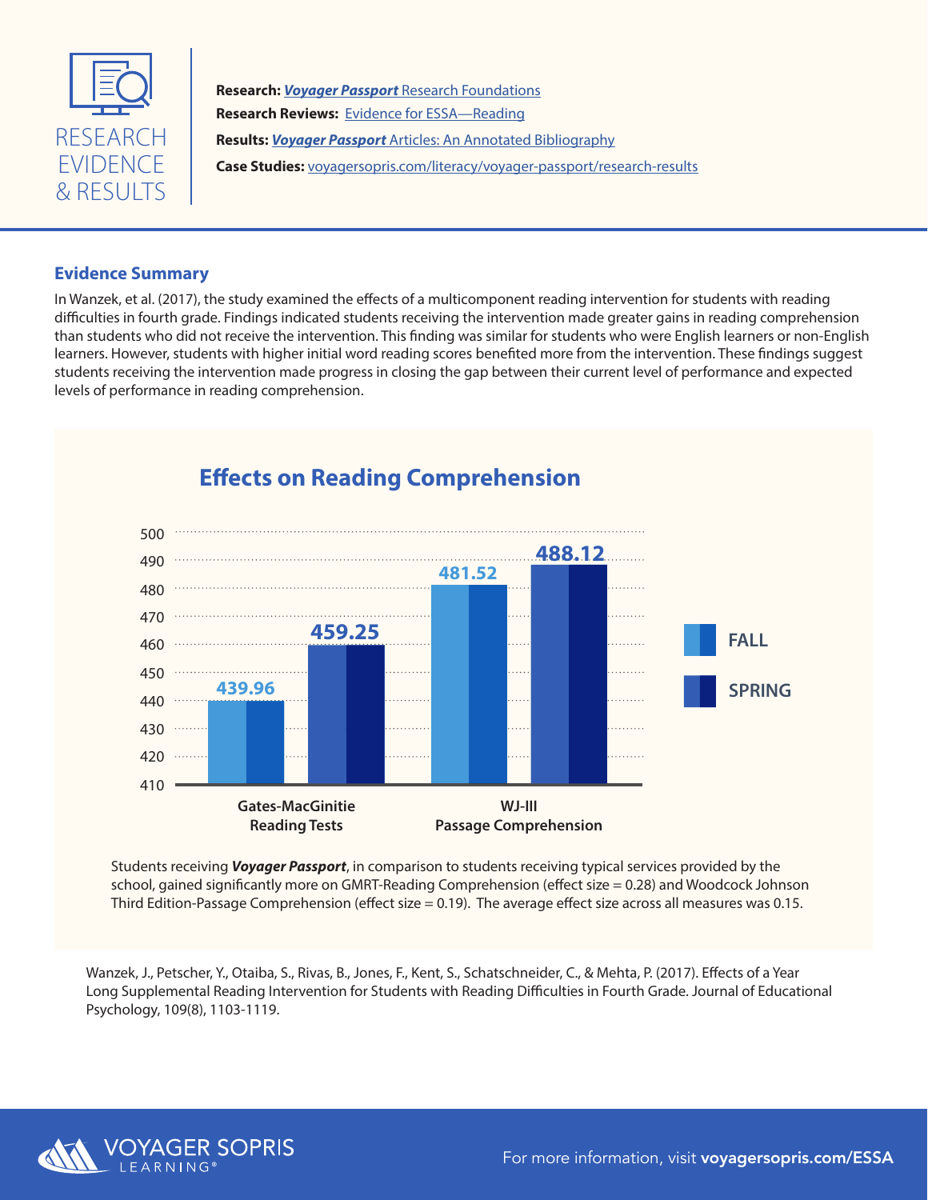RESEARCH EVIDENCE & RESULTS

**Research:** ***Voyager Passport*** Research Foundations
**Research Reviews:** Evidence for ESSA—Reading
**Results:** ***Voyager Passport*** Articles: An Annotated Bibliography
**Case Studies:** voyagersopris.com/literacy/voyager-passport/research-results

## Evidence Summary

In Wanzek, et al. (2017), the study examined the effects of a multicomponent reading intervention for students with reading difficulties in fourth grade. Findings indicated students receiving the intervention made greater gains in reading comprehension than students who did not receive the intervention. This finding was similar for students who were English learners or non-English learners. However, students with higher initial word reading scores benefited more from the intervention. These findings suggest students receiving the intervention made progress in closing the gap between their current level of performance and expected levels of performance in reading comprehension.

### Effects on Reading Comprehension

500
490
480
470
460
450
440
430
420
410

439.96
459.25
481.52
488.12

Gates-MacGinitie Reading Tests
WJ-III Passage Comprehension

FALL
SPRING

Students receiving ***Voyager Passport***, in comparison to students receiving typical services provided by the school, gained significantly more on GMRT-Reading Comprehension (effect size = 0.28) and Woodcock Johnson Third Edition-Passage Comprehension (effect size = 0.19). The average effect size across all measures was 0.15.

Wanzek, J., Petscher, Y., Otaiba, S., Rivas, B., Jones, F., Kent, S., Schatschneider, C., & Mehta, P. (2017). Effects of a Year Long Supplemental Reading Intervention for Students with Reading Difficulties in Fourth Grade. Journal of Educational Psychology, 109(8), 1103-1119.

VOYAGER SOPRIS LEARNING®

For more information, visit **voyagersopris.com/ESSA**